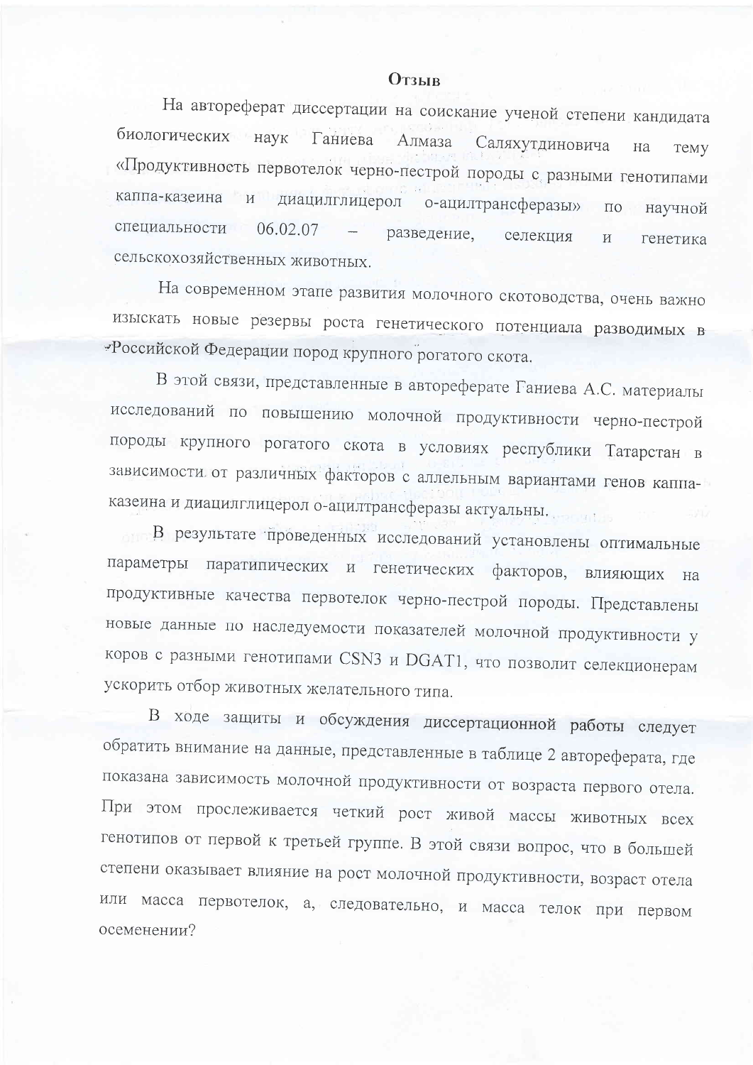# Отзыв

На автореферат диссертации на соискание ученой степени кандидата биологических наук Ганиева Алмаза Саляхутдиновича на тему «Продуктивность первотелок черно-пестрой породы с разными генотипами каппа-казеина и диацилглицерол о-ацилтрансферазы» по научной специальности 06.02.07 – разведение, селекция и генетика сельскохозяйственных животных.

На современном этапе развития молочного скотоводства, очень важно изыскать новые резервы роста генетического потенциала разводимых в Российской Федерации пород крупного рогатого скота.

В этой связи, представленные в автореферате Ганиева А.С. материалы исследований по повышению молочной продуктивности черно-пестрой породы крупного рогатого скота в условиях республики Татарстан в зависимости от различных факторов с аллельным вариантами генов каппа-казеина и диацилглицерол о-ацилтрансферазы актуальны.

В результате проведенных исследований установлены оптимальные параметры паратипических и генетических факторов, влияющих на продуктивные качества первотелок черно-пестрой породы. Представлены новые данные по наследуемости показателей молочной продуктивности у коров с разными генотипами CSN3 и DGAT1, что позволит селекционерам ускорить отбор животных желательного типа.

В ходе защиты и обсуждения диссертационной работы следует обратить внимание на данные, представленные в таблице 2 автореферата, где показана зависимость молочной продуктивности от возраста первого отела. При этом прослеживается четкий рост живой массы животных всех генотипов от первой к третьей группе. В этой связи вопрос, что в большей степени оказывает влияние на рост молочной продуктивности, возраст отела или масса первотелок, а, следовательно, и масса телок при первом осеменении?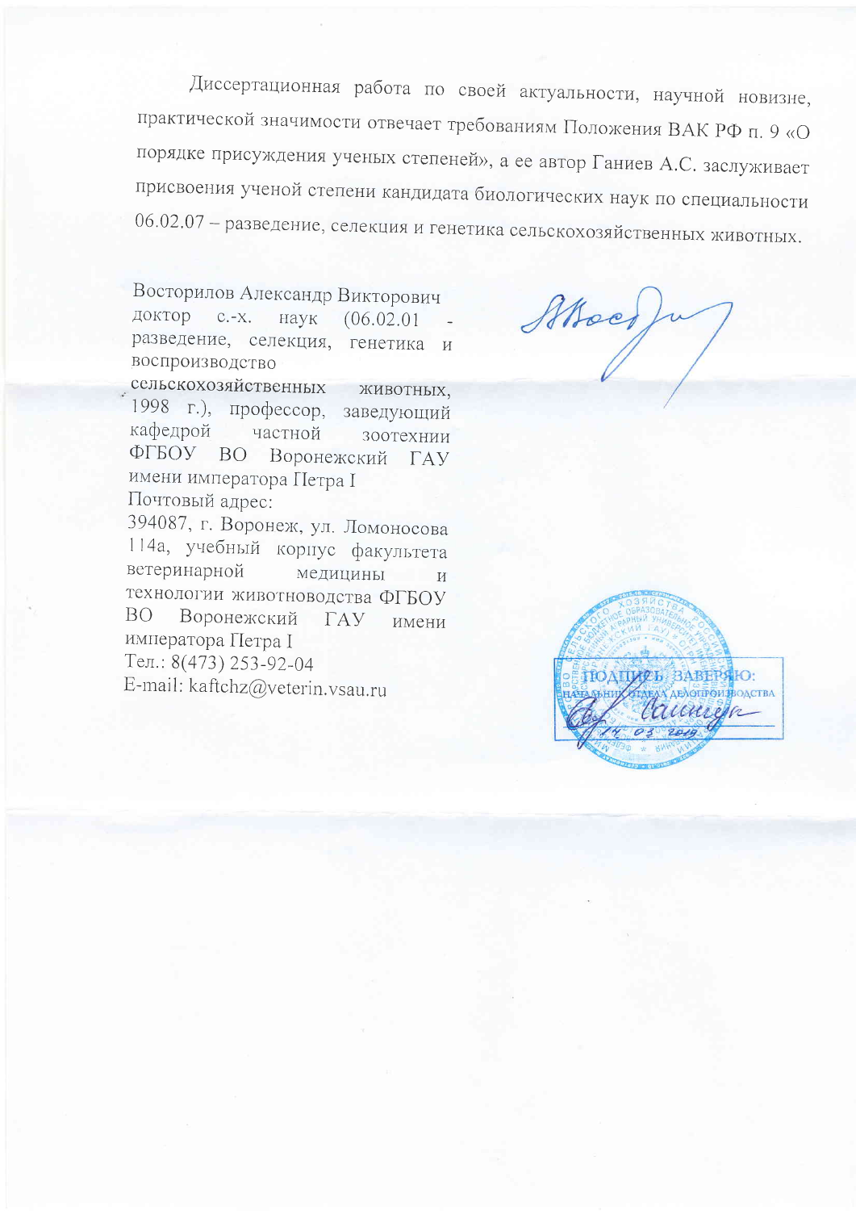Диссертационная работа по своей актуальности, научной новизне, практической значимости отвечает требованиям Положения ВАК РФ п. 9 «О порядке присуждения ученых степеней», а ее автор Ганиев А.С. заслуживает присвоения ученой степени кандидата биологических наук по специальности 06.02.07 – разведение, селекция и генетика сельскохозяйственных животных.

Восторилов Александр Викторович
доктор с.-х. наук (06.02.01 - разведение, селекция, генетика и воспроизводство сельскохозяйственных животных, 1998 г.), профессор, заведующий кафедрой частной зоотехнии ФГБОУ ВО Воронежский ГАУ имени императора Петра I
Почтовый адрес:
394087, г. Воронеж, ул. Ломоносова 114а, учебный корпус факультета ветеринарной медицины и технологии животноводства ФГБОУ ВО Воронежский ГАУ имени императора Петра I
Тел.: 8(473) 253-92-04
E-mail: kaftchz@veterin.vsau.ru

ПОДПИСЬ ЗАВЕРЯЮ:
НАЧАЛЬНИК ОТДЕЛА ДЕЛОПРОИЗВОДСТВА
14.03.2019